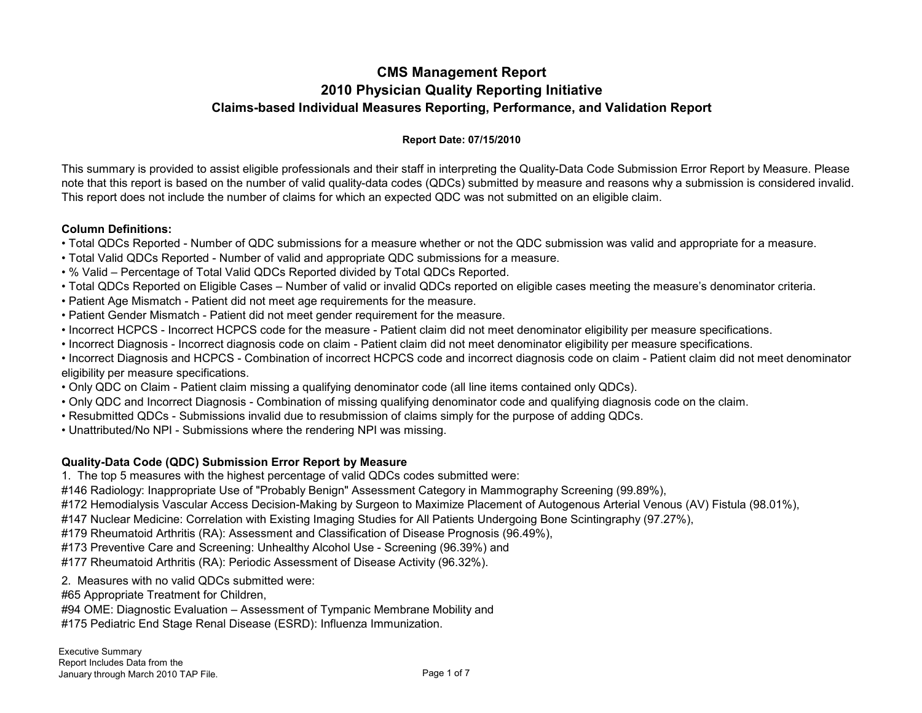# CMS Management Report
## 2010 Physician Quality Reporting Initiative
### Claims-based Individual Measures Reporting, Performance, and Validation Report

**Report Date: 07/15/2010**

This summary is provided to assist eligible professionals and their staff in interpreting the Quality-Data Code Submission Error Report by Measure. Please note that this report is based on the number of valid quality-data codes (QDCs) submitted by measure and reasons why a submission is considered invalid. This report does not include the number of claims for which an expected QDC was not submitted on an eligible claim.

**Column Definitions:**

- Total QDCs Reported - Number of QDC submissions for a measure whether or not the QDC submission was valid and appropriate for a measure.
- Total Valid QDCs Reported - Number of valid and appropriate QDC submissions for a measure.
- % Valid – Percentage of Total Valid QDCs Reported divided by Total QDCs Reported.
- Total QDCs Reported on Eligible Cases – Number of valid or invalid QDCs reported on eligible cases meeting the measure's denominator criteria.
- Patient Age Mismatch - Patient did not meet age requirements for the measure.
- Patient Gender Mismatch - Patient did not meet gender requirement for the measure.
- Incorrect HCPCS - Incorrect HCPCS code for the measure - Patient claim did not meet denominator eligibility per measure specifications.
- Incorrect Diagnosis - Incorrect diagnosis code on claim - Patient claim did not meet denominator eligibility per measure specifications.
- Incorrect Diagnosis and HCPCS - Combination of incorrect HCPCS code and incorrect diagnosis code on claim - Patient claim did not meet denominator eligibility per measure specifications.
- Only QDC on Claim - Patient claim missing a qualifying denominator code (all line items contained only QDCs).
- Only QDC and Incorrect Diagnosis - Combination of missing qualifying denominator code and qualifying diagnosis code on the claim.
- Resubmitted QDCs - Submissions invalid due to resubmission of claims simply for the purpose of adding QDCs.
- Unattributed/No NPI - Submissions where the rendering NPI was missing.

**Quality-Data Code (QDC) Submission Error Report by Measure**

1. The top 5 measures with the highest percentage of valid QDCs codes submitted were:
#146 Radiology: Inappropriate Use of "Probably Benign" Assessment Category in Mammography Screening (99.89%),
#172 Hemodialysis Vascular Access Decision-Making by Surgeon to Maximize Placement of Autogenous Arterial Venous (AV) Fistula (98.01%),
#147 Nuclear Medicine: Correlation with Existing Imaging Studies for All Patients Undergoing Bone Scintingraphy (97.27%),
#179 Rheumatoid Arthritis (RA): Assessment and Classification of Disease Prognosis (96.49%),
#173 Preventive Care and Screening: Unhealthy Alcohol Use - Screening (96.39%) and
#177 Rheumatoid Arthritis (RA): Periodic Assessment of Disease Activity (96.32%).

2. Measures with no valid QDCs submitted were:
#65 Appropriate Treatment for Children,
#94 OME: Diagnostic Evaluation – Assessment of Tympanic Membrane Mobility and
#175 Pediatric End Stage Renal Disease (ESRD): Influenza Immunization.

Executive Summary
Report Includes Data from the
January through March 2010 TAP File.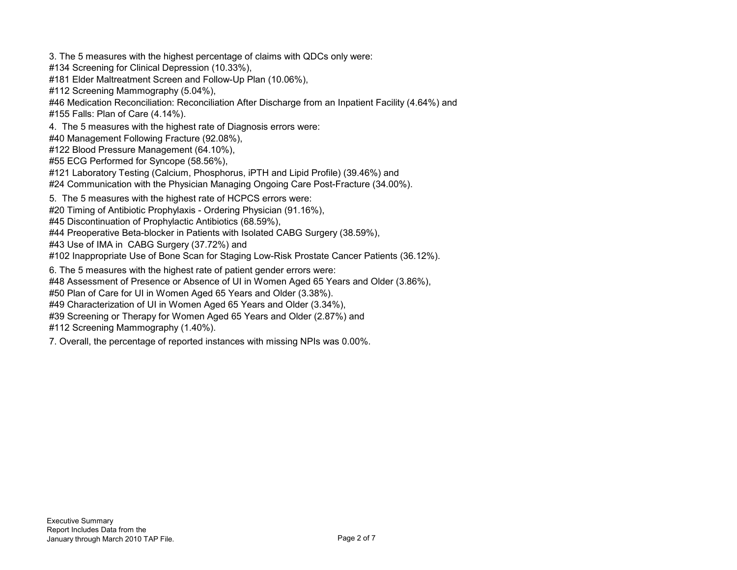3. The 5 measures with the highest percentage of claims with QDCs only were:
#134 Screening for Clinical Depression (10.33%),
#181 Elder Maltreatment Screen and Follow-Up Plan (10.06%),
#112 Screening Mammography (5.04%),
#46 Medication Reconciliation: Reconciliation After Discharge from an Inpatient Facility (4.64%) and
#155 Falls: Plan of Care (4.14%).

4. The 5 measures with the highest rate of Diagnosis errors were:
#40 Management Following Fracture (92.08%),
#122 Blood Pressure Management (64.10%),
#55 ECG Performed for Syncope (58.56%),
#121 Laboratory Testing (Calcium, Phosphorus, iPTH and Lipid Profile) (39.46%) and
#24 Communication with the Physician Managing Ongoing Care Post-Fracture (34.00%).

5. The 5 measures with the highest rate of HCPCS errors were:
#20 Timing of Antibiotic Prophylaxis - Ordering Physician (91.16%),
#45 Discontinuation of Prophylactic Antibiotics (68.59%),
#44 Preoperative Beta-blocker in Patients with Isolated CABG Surgery (38.59%),
#43 Use of IMA in CABG Surgery (37.72%) and
#102 Inappropriate Use of Bone Scan for Staging Low-Risk Prostate Cancer Patients (36.12%).

6. The 5 measures with the highest rate of patient gender errors were:
#48 Assessment of Presence or Absence of UI in Women Aged 65 Years and Older (3.86%),
#50 Plan of Care for UI in Women Aged 65 Years and Older (3.38%).
#49 Characterization of UI in Women Aged 65 Years and Older (3.34%),
#39 Screening or Therapy for Women Aged 65 Years and Older (2.87%) and
#112 Screening Mammography (1.40%).

7. Overall, the percentage of reported instances with missing NPIs was 0.00%.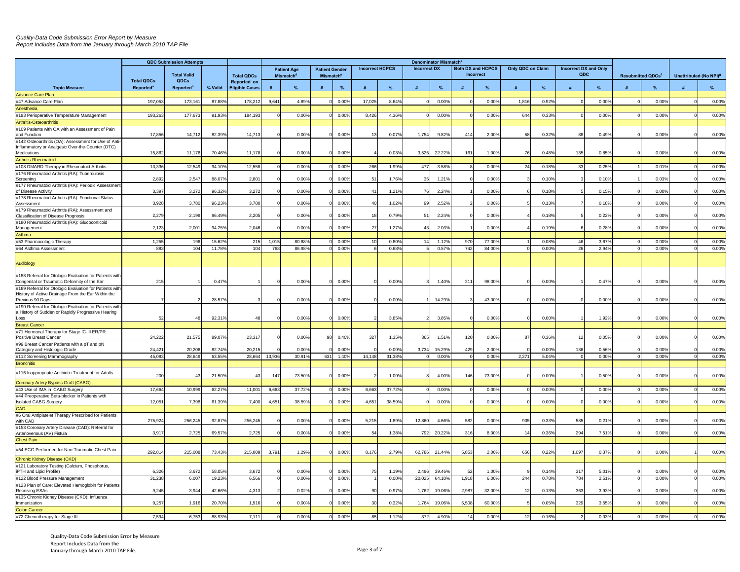*Quality-Data Code Submission Error Report by Measure*
*Report Includes Data from the January through March 2010 TAP File*

| | QDC Submission Attempts | | | | Denominator Mismatch[c] | | | | | | | | | | | | | | | | | | | |
|---|---|---|---|---|---|---|---|---|---|---|---|---|---|---|---|---|---|---|---|---|---|---|---|---|
| | | | | | Patient Age Mismatch[d] | | Patient Gender Mismatch[e] | | Incorrect HCPCS | | Incorrect DX | | Both DX and HCPCS Incorrect | | Only QDC on Claim | | Incorrect DX and Only QDC | | | | Resubmitted QDCs[f] | | Unattributed (No NPI)[g] | |
| **Topic Measure** | Total QDCs Reported[a] | Total Valid QDCs Reported[b] | % Valid | Total QDCs Reported on Eligible Cases | # | % | # | % | # | % | # | % | # | % | # | % | # | % | | | # | % | # | % |
| Advance Care Plan | | | | | | | | | | | | | | | | | | | | | | | | |
| #47 Advance Care Plan | 197,053 | 173,161 | 87.88% | 178,212 | 9,641 | 4.89% | 0 | 0.00% | 17,025 | 8.64% | 0 | 0.00% | 0 | 0.00% | 1,816 | 0.92% | 0 | 0.00% | | | 0 | 0.00% | 0 | 0.00% |
| Anesthesia | | | | | | | | | | | | | | | | | | | | | | | | |
| #193 Perioperative Temperature Management | 193,263 | 177,673 | 91.93% | 184,193 | 0 | 0.00% | 0 | 0.00% | 8,426 | 4.36% | 0 | 0.00% | 0 | 0.00% | 644 | 0.33% | 0 | 0.00% | | | 0 | 0.00% | 0 | 0.00% |
| Arthritis-Osteoarthritis | | | | | | | | | | | | | | | | | | | | | | | | |
| #109 Patients with OA with an Assessment of Pain and Function | 17,856 | 14,712 | 82.39% | 14,713 | 0 | 0.00% | 0 | 0.00% | 13 | 0.07% | 1,754 | 9.82% | 414 | 2.00% | 58 | 0.32% | 88 | 0.49% | | | 0 | 0.00% | 0 | 0.00% |
| #142 Osteoarthritis (OA): Assessment for Use of Anti-Inflammatory or Analgesic Over-the-Counter (OTC) Medications | 15,862 | 11,176 | 70.46% | 11,178 | 0 | 0.00% | 0 | 0.00% | 4 | 0.03% | 3,525 | 22.22% | 161 | 1.00% | 76 | 0.48% | 135 | 0.85% | | | 0 | 0.00% | 0 | 0.00% |
| Arthritis-Rheumatoid | | | | | | | | | | | | | | | | | | | | | | | | |
| #108 DMARD Therapy in Rheumatoid Arthritis | 13,336 | 12,549 | 94.10% | 12,558 | 0 | 0.00% | 0 | 0.00% | 266 | 1.99% | 477 | 3.58% | 8 | 0.00% | 24 | 0.18% | 33 | 0.25% | | | 1 | 0.01% | 0 | 0.00% |
| #176 Rheumatoid Arthritis (RA): Tuberculosis Screening | 2,892 | 2,547 | 88.07% | 2,801 | 0 | 0.00% | 0 | 0.00% | 51 | 1.76% | 35 | 1.21% | 0 | 0.00% | 3 | 0.10% | 3 | 0.10% | | | 1 | 0.03% | 0 | 0.00% |
| #177 Rheumatoid Arthritis (RA): Periodic Assessment of Disease Activity | 3,397 | 3,272 | 96.32% | 3,272 | 0 | 0.00% | 0 | 0.00% | 41 | 1.21% | 76 | 2.24% | 1 | 0.00% | 6 | 0.18% | 5 | 0.15% | | | 0 | 0.00% | 0 | 0.00% |
| #178 Rheumatoid Arthritis (RA): Functional Status Assessment | 3,928 | 3,780 | 96.23% | 3,780 | 0 | 0.00% | 0 | 0.00% | 40 | 1.02% | 99 | 2.52% | 2 | 0.00% | 5 | 0.13% | 7 | 0.18% | | | 0 | 0.00% | 0 | 0.00% |
| #179 Rheumatoid Arthritis (RA): Assessment and Classification of Disease Prognosis | 2,279 | 2,199 | 96.49% | 2,205 | 0 | 0.00% | 0 | 0.00% | 18 | 0.79% | 51 | 2.24% | 0 | 0.00% | 4 | 0.18% | 5 | 0.22% | | | 0 | 0.00% | 0 | 0.00% |
| #180 Rheumatoid Arthritis (RA): Glucocorticoid Management | 2,123 | 2,001 | 94.25% | 2,046 | 0 | 0.00% | 0 | 0.00% | 27 | 1.27% | 43 | 2.03% | 1 | 0.00% | 4 | 0.19% | 6 | 0.28% | | | 0 | 0.00% | 0 | 0.00% |
| Asthma | | | | | | | | | | | | | | | | | | | | | | | | |
| #53 Pharmacologic Therapy | 1,255 | 196 | 15.62% | 215 | 1,015 | 80.88% | 0 | 0.00% | 10 | 0.80% | 14 | 1.12% | 970 | 77.00% | 1 | 0.08% | 46 | 3.67% | | | 0 | 0.00% | 0 | 0.00% |
| #64 Asthma Assessment | 883 | 104 | 11.78% | 104 | 768 | 86.98% | 0 | 0.00% | 6 | 0.68% | 5 | 0.57% | 742 | 84.00% | 0 | 0.00% | 26 | 2.94% | | | 0 | 0.00% | 0 | 0.00% |
| Audiology | | | | | | | | | | | | | | | | | | | | | | | | |
| #188 Referral for Otologic Evaluation for Patients with Congenital or Traumatic Deformity of the Ear | 215 | 1 | 0.47% | 1 | 0 | 0.00% | 0 | 0.00% | 0 | 0.00% | 3 | 1.40% | 211 | 98.00% | 0 | 0.00% | 1 | 0.47% | | | 0 | 0.00% | 0 | 0.00% |
| #189 Referral for Otologic Evaluation for Patients with History of Active Drainage From the Ear Within the Previous 90 Days | 7 | 2 | 28.57% | 3 | 0 | 0.00% | 0 | 0.00% | 0 | 0.00% | 1 | 14.29% | 3 | 43.00% | 0 | 0.00% | 0 | 0.00% | | | 0 | 0.00% | 0 | 0.00% |
| #190 Referral for Otologic Evaluation for Patients with a History of Sudden or Rapidly Progressive Hearing Loss | 52 | 48 | 92.31% | 48 | 0 | 0.00% | 0 | 0.00% | 2 | 3.85% | 2 | 3.85% | 0 | 0.00% | 0 | 0.00% | 1 | 1.92% | | | 0 | 0.00% | 0 | 0.00% |
| Breast Cancer | | | | | | | | | | | | | | | | | | | | | | | | |
| #71 Hormonal Therapy for Stage IC-III ER/PR Positive Breast Cancer | 24,222 | 21,575 | 89.07% | 23,317 | 0 | 0.00% | 98 | 0.40% | 327 | 1.35% | 365 | 1.51% | 120 | 0.00% | 87 | 0.36% | 12 | 0.05% | | | 0 | 0.00% | 0 | 0.00% |
| #99 Breast Cancer Patients with a pT and pN Category and Histologic Grade | 24,421 | 20,206 | 82.74% | 20,215 | 0 | 0.00% | 0 | 0.00% | 0 | 0.00% | 3,734 | 15.29% | 429 | 2.00% | 0 | 0.00% | 136 | 0.56% | | | 0 | 0.00% | 0 | 0.00% |
| #112 Screening Mammography | 45,083 | 28,649 | 63.55% | 28,664 | 13,936 | 30.91% | 631 | 1.40% | 14,148 | 31.38% | 0 | 0.00% | 0 | 0.00% | 2,271 | 5.04% | 0 | 0.00% | | | 0 | 0.00% | 0 | 0.00% |
| Bronchitis | | | | | | | | | | | | | | | | | | | | | | | | |
| #116 Inappropriate Antibiotic Treatment for Adults | 200 | 43 | 21.50% | 43 | 147 | 73.50% | 0 | 0.00% | 2 | 1.00% | 8 | 4.00% | 146 | 73.00% | 0 | 0.00% | 1 | 0.50% | | | 0 | 0.00% | 0 | 0.00% |
| Coronary Artery Bypass Graft (CABG) | | | | | | | | | | | | | | | | | | | | | | | | |
| #43 Use of IMA in CABG Surgery | 17,664 | 10,999 | 62.27% | 11,001 | 6,663 | 37.72% | 0 | 0.00% | 6,663 | 37.72% | 0 | 0.00% | 0 | 0.00% | 0 | 0.00% | 0 | 0.00% | | | 0 | 0.00% | 0 | 0.00% |
| #44 Preoperative Beta-blocker in Patients with Isolated CABG Surgery | 12,051 | 7,398 | 61.39% | 7,400 | 4,651 | 38.59% | 0 | 0.00% | 4,651 | 38.59% | 0 | 0.00% | 0 | 0.00% | 0 | 0.00% | 0 | 0.00% | | | 0 | 0.00% | 0 | 0.00% |
| CAD | | | | | | | | | | | | | | | | | | | | | | | | |
| #6 Oral Antiplatelet Therapy Prescribed for Patients with CAD | 275,924 | 256,245 | 92.87% | 256,245 | 0 | 0.00% | 0 | 0.00% | 5,215 | 1.89% | 12,860 | 4.66% | 582 | 0.00% | 905 | 0.33% | 585 | 0.21% | | | 0 | 0.00% | 0 | 0.00% |
| #153 Coronary Artery Disease (CAD): Referral for Arteriovenous (AV) Fistula | 3,917 | 2,725 | 69.57% | 2,725 | 0 | 0.00% | 0 | 0.00% | 54 | 1.38% | 792 | 20.22% | 316 | 8.00% | 14 | 0.36% | 294 | 7.51% | | | 0 | 0.00% | 0 | 0.00% |
| Chest Pain | | | | | | | | | | | | | | | | | | | | | | | | |
| #54 ECG Performed for Non-Traumatic Chest Pain | 292,814 | 215,008 | 73.43% | 215,009 | 3,791 | 1.29% | 0 | 0.00% | 8,176 | 2.79% | 62,786 | 21.44% | 5,853 | 2.00% | 656 | 0.22% | 1,097 | 0.37% | | | 0 | 0.00% | 1 | 0.00% |
| Chronic Kidney Disease (CKD) | | | | | | | | | | | | | | | | | | | | | | | | |
| #121 Laboratory Testing (Calcium, Phosphorus, iPTH and Lipid Profile) | 6,326 | 3,672 | 58.05% | 3,672 | 0 | 0.00% | 0 | 0.00% | 75 | 1.19% | 2,496 | 39.46% | 52 | 1.00% | 9 | 0.14% | 317 | 5.01% | | | 0 | 0.00% | 0 | 0.00% |
| #122 Blood Pressure Management | 31,238 | 6,007 | 19.23% | 6,566 | 0 | 0.00% | 0 | 0.00% | 1 | 0.00% | 20,025 | 64.10% | 1,918 | 6.00% | 244 | 0.78% | 784 | 2.51% | | | 0 | 0.00% | 0 | 0.00% |
| #123 Plan of Care: Elevated Hemoglobin for Patients Receiving ESAs | 9,245 | 3,944 | 42.66% | 4,313 | 2 | 0.02% | 0 | 0.00% | 90 | 0.97% | 1,762 | 19.06% | 2,987 | 32.00% | 12 | 0.13% | 363 | 3.93% | | | 0 | 0.00% | 0 | 0.00% |
| #135 Chronic Kidney Disease (CKD): Influenza Immunization | 9,257 | 1,916 | 20.70% | 1,916 | 0 | 0.00% | 0 | 0.00% | 30 | 0.32% | 1,764 | 19.06% | 5,508 | 60.00% | 5 | 0.05% | 329 | 3.55% | | | 0 | 0.00% | 0 | 0.00% |
| Colon Cancer | | | | | | | | | | | | | | | | | | | | | | | | |
| #72 Chemotherapy for Stage III | 7,594 | 6,753 | 88.93% | 7,111 | 0 | 0.00% | 0 | 0.00% | 85 | 1.12% | 372 | 4.90% | 14 | 0.00% | 12 | 0.16% | 2 | 0.03% | | | 0 | 0.00% | 0 | 0.00% |

Quality-Data Code Submission Error by Measure
Report Includes Data from the
January through March 2010 TAP File.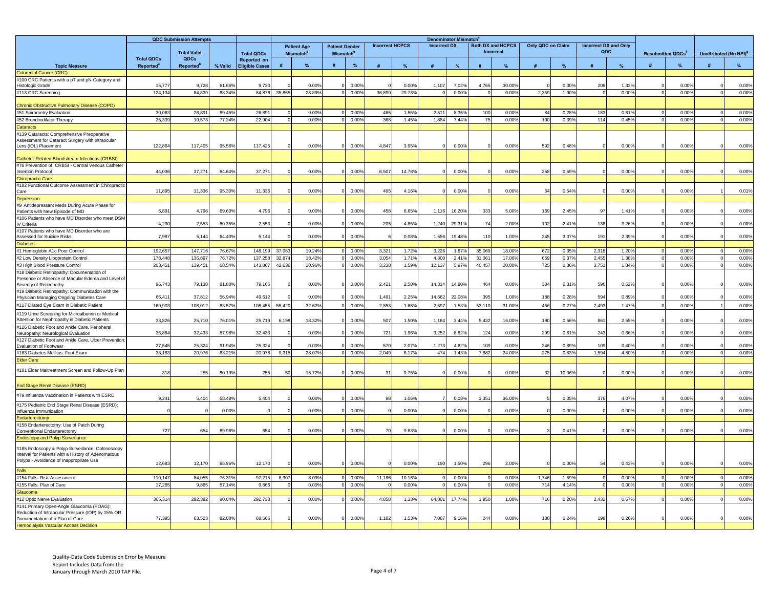| Topic Measure | QDC Submission Attempts | | | Total QDCs Reported on Eligible Cases | Denominator Mismatch[c] | | | | | | | | | | | | | | Resubmitted QDCs[f] | | Unattributed (No NPI)[g] | |
|---|---|---|---|---|---|---|---|---|---|---|---|---|---|---|---|---|---|---|---|---|---|---|
| | Total QDCs Reported[a] | Total Valid QDCs Reported[b] | % Valid | | Patient Age Mismatch[d] | | Patient Gender Mismatch[e] | | Incorrect HCPCS | | Incorrect DX | | Both DX and HCPCS Incorrect | | Only QDC on Claim | | Incorrect DX and Only QDC | | | | | |
| | | | | | # | % | # | % | # | % | # | % | # | % | # | % | # | % | # | % | # | % |
| Colorectal Cancer (CRC) | | | | | | | | | | | | | | | | | | | | | | |
| #100 CRC Patients with a pT and pN Category and Histologic Grade | 15,777 | 9,728 | 61.66% | 9,730 | 0 | 0.00% | 0 | 0.00% | 0 | 0.00% | 1,107 | 7.02% | 4,765 | 30.00% | 0 | 0.00% | 208 | 1.32% | 0 | 0.00% | 0 | 0.00% |
| #113 CRC Screening | 124,134 | 84,839 | 68.34% | 84,876 | 35,865 | 28.89% | 0 | 0.00% | 36,899 | 29.73% | 0 | 0.00% | 0 | 0.00% | 2,359 | 1.90% | 0 | 0.00% | 0 | 0.00% | 0 | 0.00% |
| Chronic Obstructive Pulmonary Disease (COPD) | | | | | | | | | | | | | | | | | | | | | | |
| #51 Spirometry Evaluation | 30,063 | 26,891 | 89.45% | 26,891 | 0 | 0.00% | 0 | 0.00% | 465 | 1.55% | 2,511 | 8.35% | 100 | 0.00% | 84 | 0.28% | 183 | 0.61% | 0 | 0.00% | 0 | 0.00% |
| #52 Bronchodilator Therapy | 25,339 | 19,573 | 77.24% | 22,904 | 0 | 0.00% | 0 | 0.00% | 368 | 1.45% | 1,884 | 7.44% | 75 | 0.00% | 100 | 0.39% | 114 | 0.45% | 0 | 0.00% | 0 | 0.00% |
| Cataracts | | | | | | | | | | | | | | | | | | | | | | |
| #139 Cataracts: Comprehensive Preoperative Assessment for Cataract Surgery with Intraocular Lens (IOL) Placement | 122,864 | 117,405 | 95.56% | 117,425 | 0 | 0.00% | 0 | 0.00% | 4,847 | 3.95% | 0 | 0.00% | 0 | 0.00% | 592 | 0.48% | 0 | 0.00% | 0 | 0.00% | 0 | 0.00% |
| Catheter-Related Bloodstream Infections (CRBSI) | | | | | | | | | | | | | | | | | | | | | | |
| #76 Prevention of CRBSI - Central Venous Catheter Insertion Protocol | 44,036 | 37,271 | 84.64% | 37,271 | 0 | 0.00% | 0 | 0.00% | 6,507 | 14.78% | 0 | 0.00% | 0 | 0.00% | 258 | 0.59% | 0 | 0.00% | 0 | 0.00% | 0 | 0.00% |
| Chiropractic Care | | | | | | | | | | | | | | | | | | | | | | |
| #182 Functional Outcome Assessment in Chiropractic Care | 11,895 | 11,336 | 95.30% | 11,336 | 0 | 0.00% | 0 | 0.00% | 495 | 4.16% | 0 | 0.00% | 0 | 0.00% | 64 | 0.54% | 0 | 0.00% | 0 | 0.00% | 1 | 0.01% |
| Depression | | | | | | | | | | | | | | | | | | | | | | |
| #9 Antidepressant Meds During Acute Phase for Patients with New Episode of MD | 6,891 | 4,796 | 69.60% | 4,796 | 0 | 0.00% | 0 | 0.00% | 458 | 6.65% | 1,116 | 16.20% | 333 | 5.00% | 169 | 2.45% | 97 | 1.41% | 0 | 0.00% | 0 | 0.00% |
| #106 Patients who have MD Disorder who meet DSM IV Criteria | 4,230 | 2,553 | 60.35% | 2,553 | 0 | 0.00% | 0 | 0.00% | 205 | 4.85% | 1,240 | 29.31% | 74 | 2.00% | 102 | 2.41% | 138 | 3.26% | 0 | 0.00% | 0 | 0.00% |
| #107 Patients who have MD Disorder who are Assessed for Suicide Risks | 7,987 | 5,144 | 64.40% | 5,144 | 0 | 0.00% | 0 | 0.00% | 6 | 0.08% | 1,556 | 19.48% | 110 | 1.00% | 245 | 3.07% | 191 | 2.39% | 0 | 0.00% | 0 | 0.00% |
| Diabetes | | | | | | | | | | | | | | | | | | | | | | |
| #1 Hemoglobin A1c Poor Control | 192,657 | 147,716 | 76.67% | 148,199 | 37,063 | 19.24% | 0 | 0.00% | 3,321 | 1.72% | 3,226 | 1.67% | 35,069 | 18.00% | 672 | 0.35% | 2,318 | 1.20% | 0 | 0.00% | 0 | 0.00% |
| #2 Low Density Lipoprotein Control | 178,448 | 136,897 | 76.72% | 137,258 | 32,874 | 18.42% | 0 | 0.00% | 3,054 | 1.71% | 4,300 | 2.41% | 31,061 | 17.00% | 659 | 0.37% | 2,455 | 1.38% | 0 | 0.00% | 0 | 0.00% |
| #3 High Blood Pressure Control | 203,451 | 139,451 | 68.54% | 143,867 | 42,636 | 20.96% | 0 | 0.00% | 3,238 | 1.59% | 12,137 | 5.97% | 40,457 | 20.00% | 725 | 0.36% | 3,751 | 1.84% | 0 | 0.00% | 0 | 0.00% |
| #18 Diabetic Retinopathy: Documentation of Presence or Absence of Macular Edema and Level of Severity of Retinopathy | 96,743 | 79,138 | 81.80% | 79,165 | 0 | 0.00% | 0 | 0.00% | 2,421 | 2.50% | 14,314 | 14.80% | 464 | 0.00% | 304 | 0.31% | 596 | 0.62% | 0 | 0.00% | 0 | 0.00% |
| #19 Diabetic Retinopathy: Communication with the Physician Managing Ongoing Diabetes Care | 66,411 | 37,812 | 56.94% | 49,612 | 0 | 0.00% | 0 | 0.00% | 1,491 | 2.25% | 14,662 | 22.08% | 395 | 1.00% | 188 | 0.28% | 594 | 0.89% | 0 | 0.00% | 0 | 0.00% |
| #117 Dilated Eye Exam in Diabetic Patient | 169,903 | 108,012 | 63.57% | 108,455 | 55,420 | 32.62% | 0 | 0.00% | 2,853 | 1.68% | 2,597 | 1.53% | 53,110 | 31.00% | 456 | 0.27% | 2,493 | 1.47% | 0 | 0.00% | 1 | 0.00% |
| #119 Urine Screening for Microalbumin or Medical Attention for Nephropathy in Diabetic Patients | 33,826 | 25,710 | 76.01% | 25,719 | 6,198 | 18.32% | 0 | 0.00% | 507 | 1.50% | 1,164 | 3.44% | 5,432 | 16.00% | 190 | 0.56% | 861 | 2.55% | 0 | 0.00% | 0 | 0.00% |
| #126 Diabetic Foot and Ankle Care, Peripheral Neuropathy: Neurological Evaluation | 36,864 | 32,433 | 87.98% | 32,433 | 0 | 0.00% | 0 | 0.00% | 721 | 1.96% | 3,252 | 8.82% | 124 | 0.00% | 299 | 0.81% | 243 | 0.66% | 0 | 0.00% | 0 | 0.00% |
| #127 Diabetic Foot and Ankle Care, Ulcer Prevention: Evaluation of Footwear | 27,545 | 25,324 | 91.94% | 25,324 | 0 | 0.00% | 0 | 0.00% | 570 | 2.07% | 1,273 | 4.62% | 109 | 0.00% | 246 | 0.89% | 109 | 0.40% | 0 | 0.00% | 0 | 0.00% |
| #163 Diabetes Mellitus: Foot Exam | 33,183 | 20,976 | 63.21% | 20,978 | 9,315 | 28.07% | 0 | 0.00% | 2,049 | 6.17% | 474 | 1.43% | 7,882 | 24.00% | 275 | 0.83% | 1,594 | 4.80% | 0 | 0.00% | 0 | 0.00% |
| Elder Care | | | | | | | | | | | | | | | | | | | | | | |
| #181 Elder Maltreatment Screen and Follow-Up Plan | 318 | 255 | 80.19% | 255 | 50 | 15.72% | 0 | 0.00% | 31 | 9.75% | 0 | 0.00% | 0 | 0.00% | 32 | 10.06% | 0 | 0.00% | 0 | 0.00% | 0 | 0.00% |
| End Stage Renal Disease (ESRD) | | | | | | | | | | | | | | | | | | | | | | |
| #79 Influenza Vaccination in Patients with ESRD | 9,241 | 5,404 | 58.48% | 5,404 | 0 | 0.00% | 0 | 0.00% | 98 | 1.06% | 7 | 0.08% | 3,351 | 36.00% | 5 | 0.05% | 376 | 4.07% | 0 | 0.00% | 0 | 0.00% |
| #175 Pediatric End Stage Renal Disease (ESRD): Influenza Immunization | 0 | 0 | 0.00% | 0 | 0 | 0.00% | 0 | 0.00% | 0 | 0.00% | 0 | 0.00% | 0 | 0.00% | 0 | 0.00% | 0 | 0.00% | 0 | 0.00% | 0 | 0.00% |
| Endarterectomy | | | | | | | | | | | | | | | | | | | | | | |
| #158 Endarterectomy: Use of Patch During Conventional Endarterectomy | 727 | 654 | 89.96% | 654 | 0 | 0.00% | 0 | 0.00% | 70 | 9.63% | 0 | 0.00% | 0 | 0.00% | 3 | 0.41% | 0 | 0.00% | 0 | 0.00% | 0 | 0.00% |
| Endoscopy and Polyp Surveillance | | | | | | | | | | | | | | | | | | | | | | |
| #185 Endoscopy & Polyp Surveillance: Colonoscopy Interval for Patients with a History of Adenomatous Polyps - Avoidance of Inappropriate Use | 12,683 | 12,170 | 95.96% | 12,170 | 0 | 0.00% | 0 | 0.00% | 0 | 0.00% | 190 | 1.50% | 296 | 2.00% | 0 | 0.00% | 54 | 0.43% | 0 | 0.00% | 0 | 0.00% |
| Falls | | | | | | | | | | | | | | | | | | | | | | |
| #154 Falls: Risk Assessment | 110,147 | 84,055 | 76.31% | 97,215 | 8,907 | 8.09% | 0 | 0.00% | 11,186 | 10.16% | 0 | 0.00% | 0 | 0.00% | 1,746 | 1.59% | 0 | 0.00% | 0 | 0.00% | 0 | 0.00% |
| #155 Falls: Plan of Care | 17,265 | 9,865 | 57.14% | 9,866 | 0 | 0.00% | 0 | 0.00% | 0 | 0.00% | 0 | 0.00% | 0 | 0.00% | 714 | 4.14% | 0 | 0.00% | 0 | 0.00% | 0 | 0.00% |
| Glaucoma | | | | | | | | | | | | | | | | | | | | | | |
| #12 Optic Nerve Evaluation | 365,314 | 292,382 | 80.04% | 292,738 | 0 | 0.00% | 0 | 0.00% | 4,858 | 1.33% | 64,801 | 17.74% | 1,950 | 1.00% | 716 | 0.20% | 2,432 | 0.67% | 0 | 0.00% | 0 | 0.00% |
| #141 Primary Open-Angle Glaucoma (POAG): Reduction of Intraocular Pressure (IOP) by 15% OR Documentation of a Plan of Care | 77,395 | 63,523 | 82.08% | 68,665 | 0 | 0.00% | 0 | 0.00% | 1,182 | 1.53% | 7,087 | 9.16% | 244 | 0.00% | 188 | 0.24% | 198 | 0.26% | 0 | 0.00% | 0 | 0.00% |
| Hemodialysis Vascular Access Decision | | | | | | | | | | | | | | | | | | | | | | |

Quality-Data Code Submission Error by Measure
Report Includes Data from the
January through March 2010 TAP File.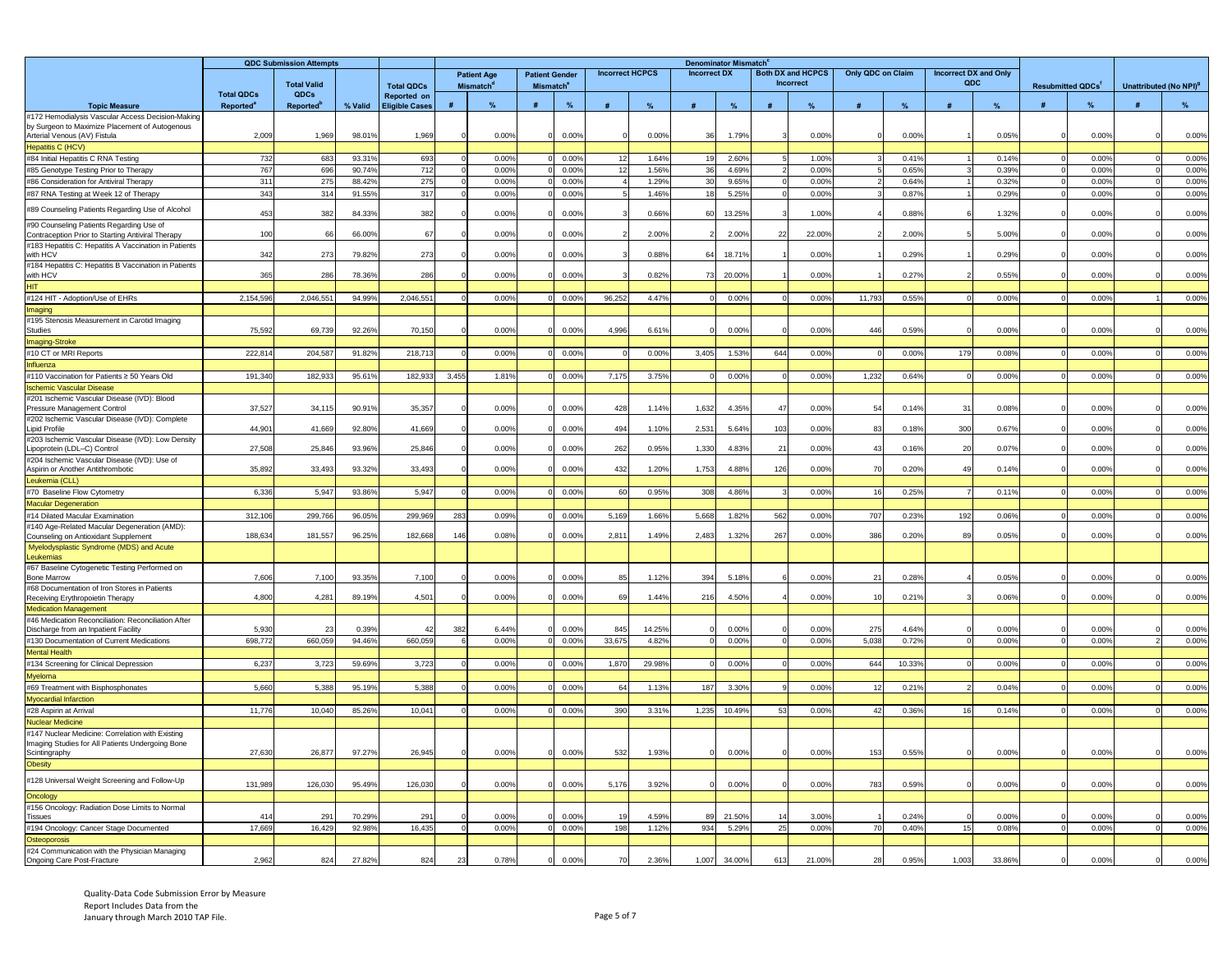| Topic Measure | QDC Submission Attempts | | | | Denominator Mismatch[c] | | | | | | | | | | | | | | | | | |
|---|---|---|---|---|---|---|---|---|---|---|---|---|---|---|---|---|---|---|---|---|---|---|
| | Total QDCs Reported[a] | Total Valid QDCs Reported[b] | % Valid | Total QDCs Reported on Eligible Cases | Patient Age Mismatch[d] | | Patient Gender Mismatch[e] | | Incorrect HCPCS | | Incorrect DX | | Both DX and HCPCS Incorrect | | Only QDC on Claim | | Incorrect DX and Only QDC | | Resubmitted QDCs[f] | | Unattributed (No NPI)[g] | |
| | | | | | # | % | # | % | # | % | # | % | # | % | # | % | # | % | # | % | # | % |
| #172 Hemodialysis Vascular Access Decision-Making by Surgeon to Maximize Placement of Autogenous Arterial Venous (AV) Fistula | 2,009 | 1,969 | 98.01% | 1,969 | 0 | 0.00% | 0 | 0.00% | 0 | 0.00% | 36 | 1.79% | 3 | 0.00% | 0 | 0.00% | 1 | 0.05% | 0 | 0.00% | 0 | 0.00% |
| Hepatitis C (HCV) | | | | | | | | | | | | | | | | | | | | | | |
| #84 Initial Hepatitis C RNA Testing | 732 | 683 | 93.31% | 693 | 0 | 0.00% | 0 | 0.00% | 12 | 1.64% | 19 | 2.60% | 5 | 1.00% | 3 | 0.41% | 1 | 0.14% | 0 | 0.00% | 0 | 0.00% |
| #85 Genotype Testing Prior to Therapy | 767 | 696 | 90.74% | 712 | 0 | 0.00% | 0 | 0.00% | 12 | 1.56% | 36 | 4.69% | 2 | 0.00% | 5 | 0.65% | 3 | 0.39% | 0 | 0.00% | 0 | 0.00% |
| #86 Consideration for Antiviral Therapy | 311 | 275 | 88.42% | 275 | 0 | 0.00% | 0 | 0.00% | 4 | 1.29% | 30 | 9.65% | 0 | 0.00% | 2 | 0.64% | 1 | 0.32% | 0 | 0.00% | 0 | 0.00% |
| #87 RNA Testing at Week 12 of Therapy | 343 | 314 | 91.55% | 317 | 0 | 0.00% | 0 | 0.00% | 5 | 1.46% | 18 | 5.25% | 0 | 0.00% | 3 | 0.87% | 1 | 0.29% | 0 | 0.00% | 0 | 0.00% |
| #89 Counseling Patients Regarding Use of Alcohol | 453 | 382 | 84.33% | 382 | 0 | 0.00% | 0 | 0.00% | 3 | 0.66% | 60 | 13.25% | 3 | 1.00% | 4 | 0.88% | 6 | 1.32% | 0 | 0.00% | 0 | 0.00% |
| #90 Counseling Patients Regarding Use of Contraception Prior to Starting Antiviral Therapy | 100 | 66 | 66.00% | 67 | 0 | 0.00% | 0 | 0.00% | 2 | 2.00% | 2 | 2.00% | 22 | 22.00% | 2 | 2.00% | 5 | 5.00% | 0 | 0.00% | 0 | 0.00% |
| #183 Hepatitis C: Hepatitis A Vaccination in Patients with HCV | 342 | 273 | 79.82% | 273 | 0 | 0.00% | 0 | 0.00% | 3 | 0.88% | 64 | 18.71% | 1 | 0.00% | 1 | 0.29% | 1 | 0.29% | 0 | 0.00% | 0 | 0.00% |
| #184 Hepatitis C: Hepatitis B Vaccination in Patients with HCV | 365 | 286 | 78.36% | 286 | 0 | 0.00% | 0 | 0.00% | 3 | 0.82% | 73 | 20.00% | 1 | 0.00% | 1 | 0.27% | 2 | 0.55% | 0 | 0.00% | 0 | 0.00% |
| HIT | | | | | | | | | | | | | | | | | | | | | | |
| #124 HIT - Adoption/Use of EHRs | 2,154,596 | 2,046,551 | 94.99% | 2,046,551 | 0 | 0.00% | 0 | 0.00% | 96,252 | 4.47% | 0 | 0.00% | 0 | 0.00% | 11,793 | 0.55% | 0 | 0.00% | 0 | 0.00% | 1 | 0.00% |
| Imaging | | | | | | | | | | | | | | | | | | | | | | |
| #195 Stenosis Measurement in Carotid Imaging Studies | 75,592 | 69,739 | 92.26% | 70,150 | 0 | 0.00% | 0 | 0.00% | 4,996 | 6.61% | 0 | 0.00% | 0 | 0.00% | 446 | 0.59% | 0 | 0.00% | 0 | 0.00% | 0 | 0.00% |
| Imaging-Stroke | | | | | | | | | | | | | | | | | | | | | | |
| #10 CT or MRI Reports | 222,814 | 204,587 | 91.82% | 218,713 | 0 | 0.00% | 0 | 0.00% | 0 | 0.00% | 3,405 | 1.53% | 644 | 0.00% | 0 | 0.00% | 179 | 0.08% | 0 | 0.00% | 0 | 0.00% |
| Influenza | | | | | | | | | | | | | | | | | | | | | | |
| #110 Vaccination for Patients ≥ 50 Years Old | 191,340 | 182,933 | 95.61% | 182,933 | 3,455 | 1.81% | 0 | 0.00% | 7,175 | 3.75% | 0 | 0.00% | 0 | 0.00% | 1,232 | 0.64% | 0 | 0.00% | 0 | 0.00% | 0 | 0.00% |
| Ischemic Vascular Disease | | | | | | | | | | | | | | | | | | | | | | |
| #201 Ischemic Vascular Disease (IVD): Blood Pressure Management Control | 37,527 | 34,115 | 90.91% | 35,357 | 0 | 0.00% | 0 | 0.00% | 428 | 1.14% | 1,632 | 4.35% | 47 | 0.00% | 54 | 0.14% | 31 | 0.08% | 0 | 0.00% | 0 | 0.00% |
| #202 Ischemic Vascular Disease (IVD): Complete Lipid Profile | 44,901 | 41,669 | 92.80% | 41,669 | 0 | 0.00% | 0 | 0.00% | 494 | 1.10% | 2,531 | 5.64% | 103 | 0.00% | 83 | 0.18% | 300 | 0.67% | 0 | 0.00% | 0 | 0.00% |
| #203 Ischemic Vascular Disease (IVD): Low Density Lipoprotein (LDL–C) Control | 27,508 | 25,846 | 93.96% | 25,846 | 0 | 0.00% | 0 | 0.00% | 262 | 0.95% | 1,330 | 4.83% | 21 | 0.00% | 43 | 0.16% | 20 | 0.07% | 0 | 0.00% | 0 | 0.00% |
| #204 Ischemic Vascular Disease (IVD): Use of Aspirin or Another Antithrombotic | 35,892 | 33,493 | 93.32% | 33,493 | 0 | 0.00% | 0 | 0.00% | 432 | 1.20% | 1,753 | 4.88% | 126 | 0.00% | 70 | 0.20% | 49 | 0.14% | 0 | 0.00% | 0 | 0.00% |
| Leukemia (CLL) | | | | | | | | | | | | | | | | | | | | | | |
| #70 Baseline Flow Cytometry | 6,336 | 5,947 | 93.86% | 5,947 | 0 | 0.00% | 0 | 0.00% | 60 | 0.95% | 308 | 4.86% | 3 | 0.00% | 16 | 0.25% | 7 | 0.11% | 0 | 0.00% | 0 | 0.00% |
| Macular Degeneration | | | | | | | | | | | | | | | | | | | | | | |
| #14 Dilated Macular Examination | 312,106 | 299,766 | 96.05% | 299,969 | 283 | 0.09% | 0 | 0.00% | 5,169 | 1.66% | 5,668 | 1.82% | 562 | 0.00% | 707 | 0.23% | 192 | 0.06% | 0 | 0.00% | 0 | 0.00% |
| #140 Age-Related Macular Degeneration (AMD): Counseling on Antioxidant Supplement | 188,634 | 181,557 | 96.25% | 182,668 | 146 | 0.08% | 0 | 0.00% | 2,811 | 1.49% | 2,483 | 1.32% | 267 | 0.00% | 386 | 0.20% | 89 | 0.05% | 0 | 0.00% | 0 | 0.00% |
| Myelodysplastic Syndrome (MDS) and Acute Leukemias | | | | | | | | | | | | | | | | | | | | | | |
| #67 Baseline Cytogenetic Testing Performed on Bone Marrow | 7,606 | 7,100 | 93.35% | 7,100 | 0 | 0.00% | 0 | 0.00% | 85 | 1.12% | 394 | 5.18% | 6 | 0.00% | 21 | 0.28% | 4 | 0.05% | 0 | 0.00% | 0 | 0.00% |
| #68 Documentation of Iron Stores in Patients Receiving Erythropoietin Therapy | 4,800 | 4,281 | 89.19% | 4,501 | 0 | 0.00% | 0 | 0.00% | 69 | 1.44% | 216 | 4.50% | 4 | 0.00% | 10 | 0.21% | 3 | 0.06% | 0 | 0.00% | 0 | 0.00% |
| Medication Management | | | | | | | | | | | | | | | | | | | | | | |
| #46 Medication Reconciliation: Reconciliation After Discharge from an Inpatient Facility | 5,930 | 23 | 0.39% | 42 | 382 | 6.44% | 0 | 0.00% | 845 | 14.25% | 0 | 0.00% | 0 | 0.00% | 275 | 4.64% | 0 | 0.00% | 0 | 0.00% | 0 | 0.00% |
| #130 Documentation of Current Medications | 698,772 | 660,059 | 94.46% | 660,059 | 6 | 0.00% | 0 | 0.00% | 33,675 | 4.82% | 0 | 0.00% | 0 | 0.00% | 5,038 | 0.72% | 0 | 0.00% | 0 | 0.00% | 2 | 0.00% |
| Mental Health | | | | | | | | | | | | | | | | | | | | | | |
| #134 Screening for Clinical Depression | 6,237 | 3,723 | 59.69% | 3,723 | 0 | 0.00% | 0 | 0.00% | 1,870 | 29.98% | 0 | 0.00% | 0 | 0.00% | 644 | 10.33% | 0 | 0.00% | 0 | 0.00% | 0 | 0.00% |
| Myeloma | | | | | | | | | | | | | | | | | | | | | | |
| #69 Treatment with Bisphosphonates | 5,660 | 5,388 | 95.19% | 5,388 | 0 | 0.00% | 0 | 0.00% | 64 | 1.13% | 187 | 3.30% | 9 | 0.00% | 12 | 0.21% | 2 | 0.04% | 0 | 0.00% | 0 | 0.00% |
| Myocardial Infarction | | | | | | | | | | | | | | | | | | | | | | |
| #28 Aspirin at Arrival | 11,776 | 10,040 | 85.26% | 10,041 | 0 | 0.00% | 0 | 0.00% | 390 | 3.31% | 1,235 | 10.49% | 53 | 0.00% | 42 | 0.36% | 16 | 0.14% | 0 | 0.00% | 0 | 0.00% |
| Nuclear Medicine | | | | | | | | | | | | | | | | | | | | | | |
| #147 Nuclear Medicine: Correlation with Existing Imaging Studies for All Patients Undergoing Bone Scintingraphy | 27,630 | 26,877 | 97.27% | 26,945 | 0 | 0.00% | 0 | 0.00% | 532 | 1.93% | 0 | 0.00% | 0 | 0.00% | 153 | 0.55% | 0 | 0.00% | 0 | 0.00% | 0 | 0.00% |
| Obesity | | | | | | | | | | | | | | | | | | | | | | |
| #128 Universal Weight Screening and Follow-Up | 131,989 | 126,030 | 95.49% | 126,030 | 0 | 0.00% | 0 | 0.00% | 5,176 | 3.92% | 0 | 0.00% | 0 | 0.00% | 783 | 0.59% | 0 | 0.00% | 0 | 0.00% | 0 | 0.00% |
| Oncology | | | | | | | | | | | | | | | | | | | | | | |
| #156 Oncology: Radiation Dose Limits to Normal Tissues | 414 | 291 | 70.29% | 291 | 0 | 0.00% | 0 | 0.00% | 19 | 4.59% | 89 | 21.50% | 14 | 3.00% | 1 | 0.24% | 0 | 0.00% | 0 | 0.00% | 0 | 0.00% |
| #194 Oncology: Cancer Stage Documented | 17,669 | 16,429 | 92.98% | 16,435 | 0 | 0.00% | 0 | 0.00% | 198 | 1.12% | 934 | 5.29% | 25 | 0.00% | 70 | 0.40% | 15 | 0.08% | 0 | 0.00% | 0 | 0.00% |
| Osteoporosis | | | | | | | | | | | | | | | | | | | | | | |
| #24 Communication with the Physician Managing Ongoing Care Post-Fracture | 2,962 | 824 | 27.82% | 824 | 23 | 0.78% | 0 | 0.00% | 70 | 2.36% | 1,007 | 34.00% | 613 | 21.00% | 28 | 0.95% | 1,003 | 33.86% | 0 | 0.00% | 0 | 0.00% |

Quality-Data Code Submission Error by Measure
Report Includes Data from the
January through March 2010 TAP File.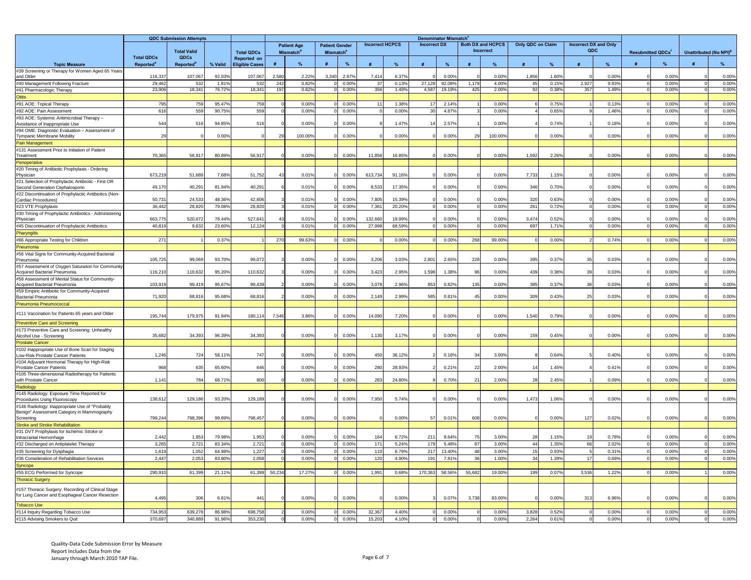| Topic Measure | QDC Submission Attempts | | | Total QDCs Reported on Eligible Cases | Denominator Mismatch[c] | | | | | | | | | | | | | | Resubmitted QDCs[f] | | Unattributed (No NPI)[g] | |
|---|---|---|---|---|---|---|---|---|---|---|---|---|---|---|---|---|---|---|---|---|---|---|
| | Total QDCs Reported[a] | Total Valid QDCs Reported[b] | % Valid | | Patient Age Mismatch[d] | | Patient Gender Mismatch[e] | | Incorrect HCPCS | | Incorrect DX | | Both DX and HCPCS Incorrect | | Only QDC on Claim | | Incorrect DX and Only QDC | | | | | |
| | | | | | # | % | # | % | # | % | # | % | # | % | # | % | # | % | # | % | # | % |
| #39 Screening or Therapy for Women Aged 65 Years and Older | 116,337 | 107,067 | 92.03% | 107,067 | 2,580 | 2.22% | 3,340 | 2.87% | 7,414 | 6.37% | 0 | 0.00% | 0 | 0.00% | 1,856 | 1.60% | 0 | 0.00% | 0 | 0.00% | 0 | 0.00% |
| #40 Management Following Fracture | 29,462 | 532 | 1.81% | 532 | 242 | 0.82% | 0 | 0.00% | 37 | 0.13% | 27,128 | 92.08% | 1,179 | 4.00% | 45 | 0.15% | 2,927 | 9.93% | 0 | 0.00% | 0 | 0.00% |
| #41 Pharmacologic Therapy | 23,906 | 18,341 | 76.72% | 18,341 | 197 | 0.82% | 0 | 0.00% | 356 | 1.49% | 4,587 | 19.19% | 425 | 2.00% | 92 | 0.38% | 357 | 1.49% | 0 | 0.00% | 0 | 0.00% |
| Otitis | | | | | | | | | | | | | | | | | | | | | | |
| #91 AOE: Topical Therapy | 795 | 759 | 95.47% | 759 | 0 | 0.00% | 0 | 0.00% | 11 | 1.38% | 17 | 2.14% | 1 | 0.00% | 6 | 0.75% | 1 | 0.13% | 0 | 0.00% | 0 | 0.00% |
| #92 AOE: Pain Assessment | 616 | 559 | 90.75% | 559 | 0 | 0.00% | 0 | 0.00% | 0 | 0.00% | 30 | 4.87% | 3 | 0.00% | 4 | 0.65% | 9 | 1.46% | 0 | 0.00% | 0 | 0.00% |
| #93 AOE: Systemic Antimicrobial Therapy – Avoidance of Inappropriate Use | 544 | 516 | 94.85% | 516 | 0 | 0.00% | 0 | 0.00% | 8 | 1.47% | 14 | 2.57% | 1 | 0.00% | 4 | 0.74% | 1 | 0.18% | 0 | 0.00% | 0 | 0.00% |
| #94 OME: Diagnostic Evaluation – Assessment of Tympanic Membrane Mobility | 29 | 0 | 0.00% | 0 | 29 | 100.00% | 0 | 0.00% | 0 | 0.00% | 0 | 0.00% | 29 | 100.00% | 0 | 0.00% | 0 | 0.00% | 0 | 0.00% | 0 | 0.00% |
| Pain Management | | | | | | | | | | | | | | | | | | | | | | |
| #131 Assessment Prior to Initiation of Patient Treatment | 70,365 | 56,917 | 80.89% | 56,917 | 0 | 0.00% | 0 | 0.00% | 11,856 | 16.85% | 0 | 0.00% | 0 | 0.00% | 1,592 | 2.26% | 0 | 0.00% | 0 | 0.00% | 0 | 0.00% |
| Perioperative | | | | | | | | | | | | | | | | | | | | | | |
| #20 Timing of Antibiotic Prophylaxis - Ordering Physician | 673,219 | 51,689 | 7.68% | 51,752 | 43 | 0.01% | 0 | 0.00% | 613,734 | 91.16% | 0 | 0.00% | 0 | 0.00% | 7,733 | 1.15% | 0 | 0.00% | 0 | 0.00% | 0 | 0.00% |
| #21 Selection of Prophylactic Antibiotic - First OR Second Generation Cephalosporin | 49,170 | 40,291 | 81.94% | 40,291 | 6 | 0.01% | 0 | 0.00% | 8,533 | 17.35% | 0 | 0.00% | 0 | 0.00% | 346 | 0.70% | 0 | 0.00% | 0 | 0.00% | 0 | 0.00% |
| #22 Discontinuation of Prophylactic Antibiotics (Non-Cardiac Procedures) | 50,731 | 24,533 | 48.36% | 42,606 | 3 | 0.01% | 0 | 0.00% | 7,805 | 15.39% | 0 | 0.00% | 0 | 0.00% | 320 | 0.63% | 0 | 0.00% | 0 | 0.00% | 0 | 0.00% |
| #23 VTE Prophylaxis | 36,442 | 28,820 | 79.08% | 28,820 | 3 | 0.01% | 0 | 0.00% | 7,361 | 20.20% | 0 | 0.00% | 0 | 0.00% | 261 | 0.72% | 0 | 0.00% | 0 | 0.00% | 0 | 0.00% |
| #30 Timing of Prophylactic Antibiotics - Administering Physician | 663,775 | 520,672 | 78.44% | 527,641 | 43 | 0.01% | 0 | 0.00% | 132,660 | 19.99% | 0 | 0.00% | 0 | 0.00% | 3,474 | 0.52% | 0 | 0.00% | 0 | 0.00% | 0 | 0.00% |
| #45 Discontinuation of Prophylactic Antibiotics | 40,819 | 9,632 | 23.60% | 12,124 | 3 | 0.01% | 0 | 0.00% | 27,998 | 68.59% | 0 | 0.00% | 0 | 0.00% | 697 | 1.71% | 0 | 0.00% | 0 | 0.00% | 0 | 0.00% |
| Pharyngitis | | | | | | | | | | | | | | | | | | | | | | |
| #66 Appropriate Testing for Children | 271 | 1 | 0.37% | 1 | 270 | 99.63% | 0 | 0.00% | 0 | 0.00% | 0 | 0.00% | 268 | 99.00% | 0 | 0.00% | 2 | 0.74% | 0 | 0.00% | 0 | 0.00% |
| Pneumonia | | | | | | | | | | | | | | | | | | | | | | |
| #56 Vital Signs for Community-Acquired Bacterial Pneumonia | 105,725 | 99,069 | 93.70% | 99,072 | 3 | 0.00% | 0 | 0.00% | 3,206 | 3.03% | 2,801 | 2.65% | 228 | 0.00% | 395 | 0.37% | 35 | 0.03% | 0 | 0.00% | 0 | 0.00% |
| #57 Assessment of Oxygen Saturation for Community-Acquired Bacterial Pneumonia | 116,210 | 110,632 | 95.20% | 110,632 | 3 | 0.00% | 0 | 0.00% | 3,423 | 2.95% | 1,598 | 1.38% | 96 | 0.00% | 439 | 0.38% | 39 | 0.03% | 0 | 0.00% | 0 | 0.00% |
| #58 Assessment of Mental Status for Community-Acquired Bacterial Pneumonia | 103,919 | 99,419 | 95.67% | 99,439 | 2 | 0.00% | 0 | 0.00% | 3,078 | 2.96% | 853 | 0.82% | 135 | 0.00% | 385 | 0.37% | 36 | 0.03% | 0 | 0.00% | 0 | 0.00% |
| #59 Empiric Antibiotic for Community-Acquired Bacterial Pneumonia | 71,920 | 68,816 | 95.68% | 68,816 | 2 | 0.00% | 0 | 0.00% | 2,149 | 2.99% | 585 | 0.81% | 45 | 0.00% | 309 | 0.43% | 25 | 0.03% | 0 | 0.00% | 0 | 0.00% |
| Pneumonia Pneumococcal | | | | | | | | | | | | | | | | | | | | | | |
| #111 Vaccination for Patients 65 years and Older | 195,744 | 179,975 | 91.94% | 180,114 | 7,546 | 3.86% | 0 | 0.00% | 14,090 | 7.20% | 0 | 0.00% | 0 | 0.00% | 1,540 | 0.79% | 0 | 0.00% | 0 | 0.00% | 0 | 0.00% |
| Preventive Care and Screening | | | | | | | | | | | | | | | | | | | | | | |
| #173 Preventive Care and Screening: Unhealthy Alcohol Use - Screening | 35,682 | 34,393 | 96.39% | 34,393 | 0 | 0.00% | 0 | 0.00% | 1,130 | 3.17% | 0 | 0.00% | 0 | 0.00% | 159 | 0.45% | 0 | 0.00% | 0 | 0.00% | 0 | 0.00% |
| Prostate Cancer | | | | | | | | | | | | | | | | | | | | | | |
| #102 Inappropriate Use of Bone Scan for Staging Low-Risk Prostate Cancer Patients | 1,246 | 724 | 58.11% | 747 | 0 | 0.00% | 0 | 0.00% | 450 | 36.12% | 2 | 0.16% | 34 | 3.00% | 8 | 0.64% | 5 | 0.40% | 0 | 0.00% | 0 | 0.00% |
| #104 Adjuvant Hormonal Therapy for High-Risk Prostate Cancer Patients | 968 | 635 | 65.60% | 646 | 0 | 0.00% | 0 | 0.00% | 280 | 28.93% | 2 | 0.21% | 22 | 2.00% | 14 | 1.45% | 4 | 0.41% | 0 | 0.00% | 0 | 0.00% |
| #105 Three-dimensional Radiotherapy for Patients with Prostate Cancer | 1,141 | 784 | 68.71% | 800 | 0 | 0.00% | 0 | 0.00% | 283 | 24.80% | 8 | 0.70% | 21 | 2.00% | 28 | 2.45% | 1 | 0.09% | 0 | 0.00% | 0 | 0.00% |
| Radiology | | | | | | | | | | | | | | | | | | | | | | |
| #145 Radiology: Exposure Time Reported for Procedures Using Fluoroscopy | 138,612 | 129,186 | 93.20% | 129,189 | 0 | 0.00% | 0 | 0.00% | 7,950 | 5.74% | 0 | 0.00% | 0 | 0.00% | 1,473 | 1.06% | 0 | 0.00% | 0 | 0.00% | 0 | 0.00% |
| #146 Radiology: Inappropriate Use of "Probably Benign" Assessment Category in Mammography Screening | 799,244 | 798,396 | 99.89% | 798,457 | 0 | 0.00% | 0 | 0.00% | 0 | 0.00% | 57 | 0.01% | 608 | 0.00% | 0 | 0.00% | 127 | 0.02% | 0 | 0.00% | 0 | 0.00% |
| Stroke and Stroke Rehabilitation | | | | | | | | | | | | | | | | | | | | | | |
| #31 DVT Prophylaxis for Ischemic Stroke or Intracranial Hemorrhage | 2,442 | 1,953 | 79.98% | 1,953 | 0 | 0.00% | 0 | 0.00% | 164 | 6.72% | 211 | 8.64% | 75 | 3.00% | 28 | 1.15% | 19 | 0.78% | 0 | 0.00% | 0 | 0.00% |
| #32 Discharged on Antiplatelet Therapy | 3,265 | 2,721 | 83.34% | 2,721 | 0 | 0.00% | 0 | 0.00% | 171 | 5.24% | 179 | 5.48% | 87 | 3.00% | 44 | 1.35% | 66 | 2.02% | 0 | 0.00% | 0 | 0.00% |
| #35 Screening for Dysphagia | 1,619 | 1,052 | 64.98% | 1,227 | 0 | 0.00% | 0 | 0.00% | 110 | 6.79% | 217 | 13.40% | 48 | 3.00% | 15 | 0.93% | 5 | 0.31% | 0 | 0.00% | 0 | 0.00% |
| #36 Consideration of Rehabilitation Services | 2,447 | 2,053 | 83.90% | 2,058 | 0 | 0.00% | 0 | 0.00% | 120 | 4.90% | 191 | 7.81% | 36 | 1.00% | 34 | 1.39% | 17 | 0.69% | 0 | 0.00% | 0 | 0.00% |
| Syncope | | | | | | | | | | | | | | | | | | | | | | |
| #55 ECG Performed for Syncope | 290,910 | 61,399 | 21.11% | 61,399 | 50,234 | 17.27% | 0 | 0.00% | 1,991 | 0.68% | 170,363 | 58.56% | 55,682 | 19.00% | 199 | 0.07% | 3,536 | 1.22% | 0 | 0.00% | 1 | 0.00% |
| Thoracic Surgery | | | | | | | | | | | | | | | | | | | | | | |
| #157 Thoracic Surgery: Recording of Clinical Stage for Lung Cancer and Esophageal Cancer Resection | 4,495 | 306 | 6.81% | 441 | 0 | 0.00% | 0 | 0.00% | 0 | 0.00% | 3 | 0.07% | 3,738 | 83.00% | 0 | 0.00% | 313 | 6.96% | 0 | 0.00% | 0 | 0.00% |
| Tobacco Use | | | | | | | | | | | | | | | | | | | | | | |
| #114 Inquiry Regarding Tobacco Use | 734,953 | 639,278 | 86.98% | 698,758 | 2 | 0.00% | 0 | 0.00% | 32,367 | 4.40% | 0 | 0.00% | 0 | 0.00% | 3,828 | 0.52% | 0 | 0.00% | 0 | 0.00% | 0 | 0.00% |
| #115 Advising Smokers to Quit | 370,697 | 340,889 | 91.96% | 353,230 | 0 | 0.00% | 0 | 0.00% | 15,203 | 4.10% | 0 | 0.00% | 0 | 0.00% | 2,264 | 0.61% | 0 | 0.00% | 0 | 0.00% | 0 | 0.00% |

Quality-Data Code Submission Error by Measure
Report Includes Data from the
January through March 2010 TAP File.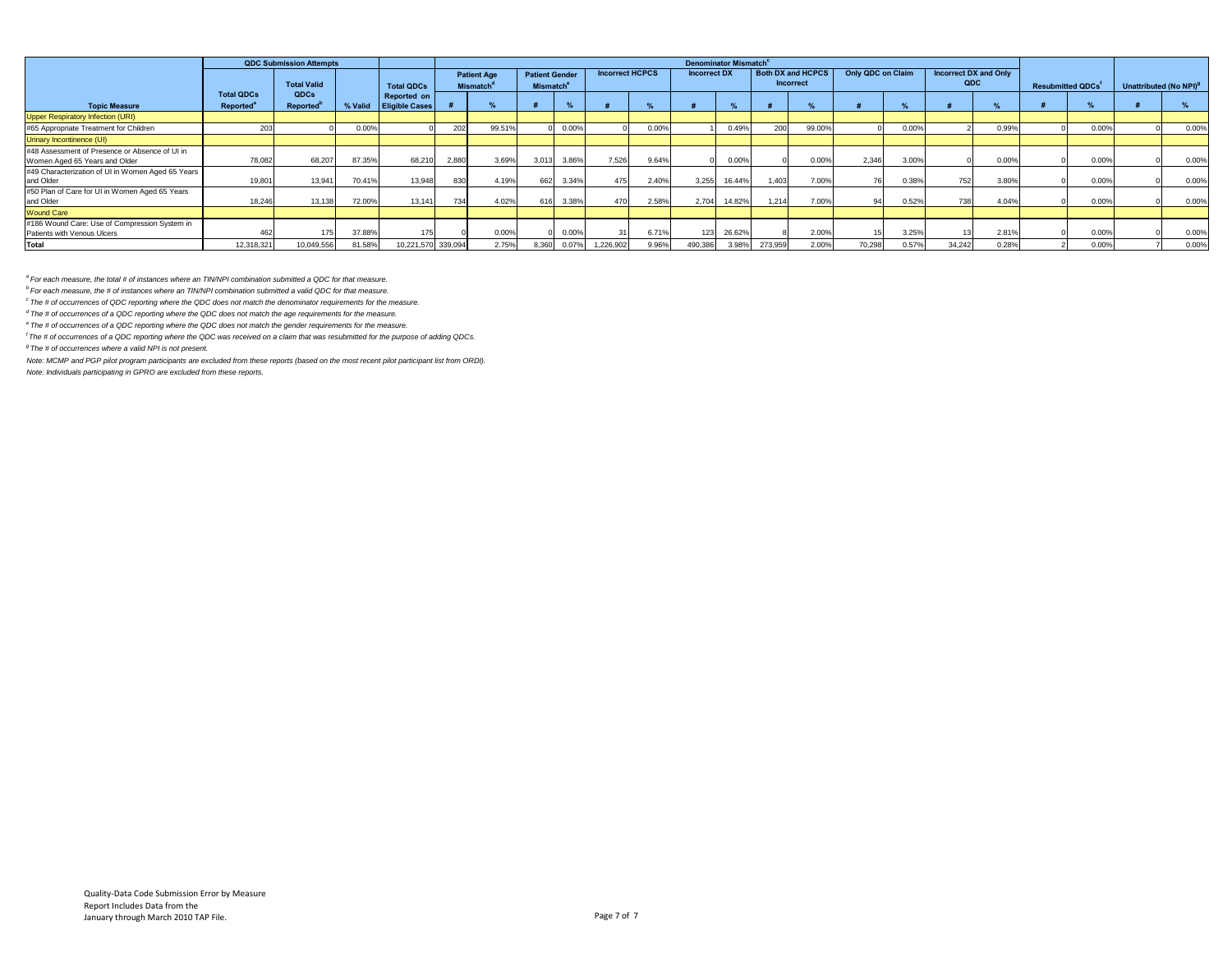| | QDC Submission Attempts | | | | Denominator Mismatch[c] | | | | | | | | | | | | | | | | | | | |
|---|---|---|---|---|---|---|---|---|---|---|---|---|---|---|---|---|---|---|---|---|---|---|---|---|
| | | | | | Patient Age Mismatch[d] | | Patient Gender Mismatch[e] | | Incorrect HCPCS | | Incorrect DX | | Both DX and HCPCS Incorrect | | Only QDC on Claim | | Incorrect DX and Only QDC | | Resubmitted QDCs[f] | | Unattributed (No NPI)[g] | | | |
| Topic Measure | Total QDCs Reported[a] | Total Valid QDCs Reported[b] | % Valid | Total QDCs Reported on Eligible Cases | # | % | # | % | # | % | # | % | # | % | # | % | # | % | # | % | # | % | | |
| Upper Respiratory Infection (URI) | | | | | | | | | | | | | | | | | | | | | | | | |
| #65 Appropriate Treatment for Children | 203 | 0 | 0.00% | 0 | 202 | 99.51% | 0 | 0.00% | 0 | 0.00% | 1 | 0.49% | 200 | 99.00% | 0 | 0.00% | 2 | 0.99% | 0 | 0.00% | 0 | 0.00% | | |
| Urinary Incontinence (UI) | | | | | | | | | | | | | | | | | | | | | | | | |
| #48 Assessment of Presence or Absence of UI in Women Aged 65 Years and Older | 78,082 | 68,207 | 87.35% | 68,210 | 2,880 | 3.69% | 3,013 | 3.86% | 7,526 | 9.64% | 0 | 0.00% | 0 | 0.00% | 2,346 | 3.00% | 0 | 0.00% | 0 | 0.00% | 0 | 0.00% | | |
| #49 Characterization of UI in Women Aged 65 Years and Older | 19,801 | 13,941 | 70.41% | 13,948 | 830 | 4.19% | 662 | 3.34% | 475 | 2.40% | 3,255 | 16.44% | 1,403 | 7.00% | 76 | 0.38% | 752 | 3.80% | 0 | 0.00% | 0 | 0.00% | | |
| #50 Plan of Care for UI in Women Aged 65 Years and Older | 18,246 | 13,138 | 72.00% | 13,141 | 734 | 4.02% | 616 | 3.38% | 470 | 2.58% | 2,704 | 14.82% | 1,214 | 7.00% | 94 | 0.52% | 738 | 4.04% | 0 | 0.00% | 0 | 0.00% | | |
| Wound Care | | | | | | | | | | | | | | | | | | | | | | | | |
| #186 Wound Care: Use of Compression System in Patients with Venous Ulcers | 462 | 175 | 37.88% | 175 | 0 | 0.00% | 0 | 0.00% | 31 | 6.71% | 123 | 26.62% | 8 | 2.00% | 15 | 3.25% | 13 | 2.81% | 0 | 0.00% | 0 | 0.00% | | |
| **Total** | 12,318,321 | 10,049,556 | 81.58% | 10,221,570 | 339,094 | 2.75% | 8,360 | 0.07% | 1,226,902 | 9.96% | 490,386 | 3.98% | 273,959 | 2.00% | 70,298 | 0.57% | 34,242 | 0.28% | 2 | 0.00% | 7 | 0.00% | | |

*[a] For each measure, the total # of instances where an TIN/NPI combination submitted a QDC for that measure.*

*[b] For each measure, the # of instances where an TIN/NPI combination submitted a valid QDC for that measure.*

*[c] The # of occurrences of QDC reporting where the QDC does not match the denominator requirements for the measure.*

*[d] The # of occurrences of a QDC reporting where the QDC does not match the age requirements for the measure.*

*[e] The # of occurrences of a QDC reporting where the QDC does not match the gender requirements for the measure.*

*[f] The # of occurrences of a QDC reporting where the QDC was received on a claim that was resubmitted for the purpose of adding QDCs.*

*[g] The # of occurrences where a valid NPI is not present.*

*Note: MCMP and PGP pilot program participants are excluded from these reports (based on the most recent pilot participant list from ORDI).*

*Note: Individuals participating in GPRO are excluded from these reports.*

Quality-Data Code Submission Error by Measure
Report Includes Data from the
January through March 2010 TAP File.